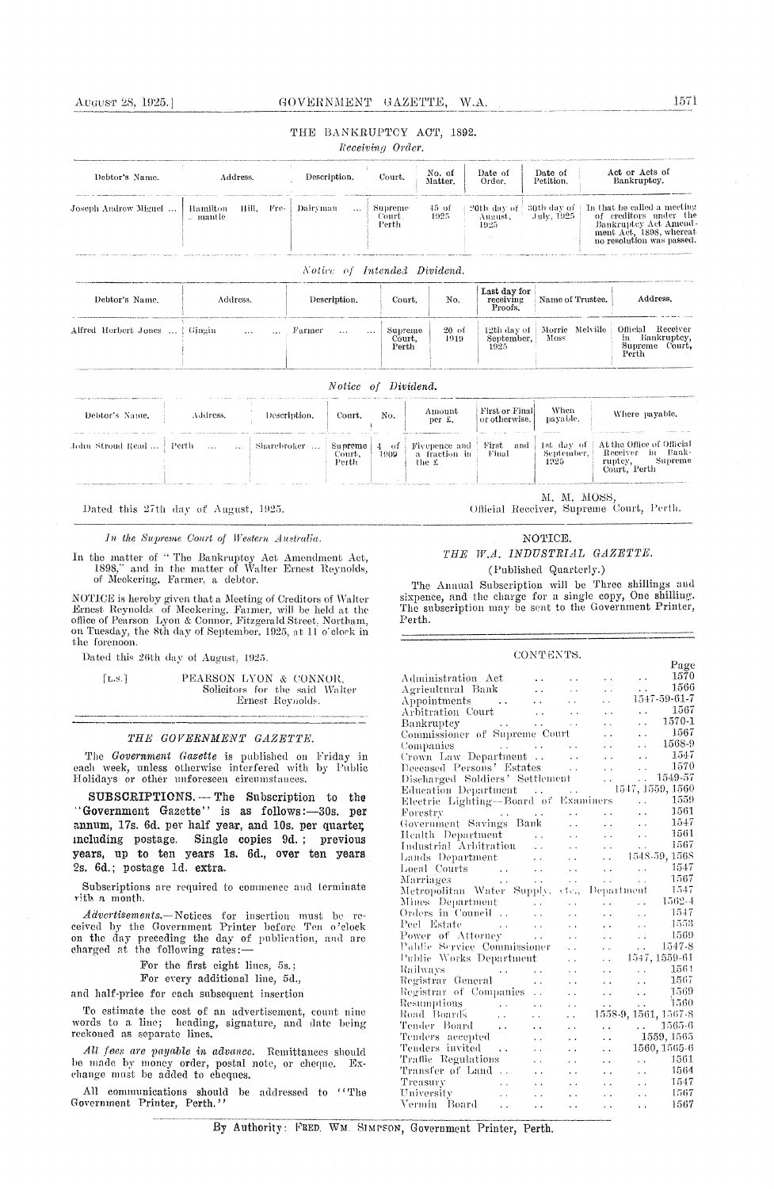# THE BANKRUPTCY ACT, 1892.

*Receiving Order.*

| Debtor's Name. | Address. | Description. | Court. | No. of Matter. | Date of Order. | Date of Petition. | Act or Acts of Bankruptcy. |
|---|---|---|---|---|---|---|---|
| Joseph Andrew Miguel ... | Hamilton Hill, Fremantle | Dairyman ... | Supreme Court, Perth | 45 of 1925 | 20th day of August, 1925 | 30th day of July, 1925 | In that he called a meeting of creditors under the Bankruptcy Act Amendment Act, 1898, whereat no resolution was passed. |

*Notice of Intended Dividend.*

| Debtor's Name. | Address. | Description. | Court. | No. | Last day for receiving Proofs. | Name of Trustee. | Address. |
|---|---|---|---|---|---|---|---|
| Alfred Herbert Jones ... | Gingin ... ... | Farmer ... ... | Supreme Court, Perth | 20 of 1919 | 12th day of September, 1925 | Morrie Melville Moss | Official Receiver in Bankruptcy, Supreme Court, Perth |

*Notice of Dividend.*

| Debtor's Name. | Address. | Description. | Court. | No. | Amount per £. | First or Final or otherwise. | When payable. | Where payable. |
|---|---|---|---|---|---|---|---|---|
| John Stroud Read ... | Perth ... ... | Sharebroker ... | Supreme Court, Perth | 4 of 1909 | Fivepence and a fraction in the £ | First and Final | 1st day of September, 1925 | At the Office of Official Receiver in Bankruptcy, Supreme Court, Perth |

M. M. MOSS,
Official Receiver, Supreme Court, Perth.

Dated this 27th day of August, 1925.

---

*In the Supreme Court of Western Australia.*

In the matter of "The Bankruptcy Act Amendment Act, 1898," and in the matter of Walter Ernest Reynolds, of Meckering, Farmer, a debtor.

NOTICE is hereby given that a Meeting of Creditors of Walter Ernest Reynolds of Meckering, Farmer, will be held at the office of Pearson Lyon & Connor, Fitzgerald Street, Northam, on Tuesday, the 8th day of September, 1925, at 11 o'clock in the forenoon.

Dated this 26th day of August, 1925.

[L.S.] PEARSON LYON & CONNOR,
Solicitors for the said Walter Ernest Reynolds.

---

## *THE GOVERNMENT GAZETTE.*

The *Government Gazette* is published on Friday in each week, unless otherwise interfered with by Public Holidays or other unforeseen circumstances.

**SUBSCRIPTIONS.—The Subscription to the "Government Gazette" is as follows:—30s. per annum, 17s. 6d. per half year, and 10s. per quarter, including postage. Single copies 9d.; previous years, up to ten years 1s. 6d., over ten years 2s. 6d.; postage 1d. extra.**

Subscriptions are required to commence and terminate with a month.

*Advertisements.*—Notices for insertion must be received by the Government Printer before Ten o'clock on the day preceding the day of publication, and are charged at the following rates:—

For the first eight lines, 5s.;
For every additional line, 5d.,

and half-price for each subsequent insertion.

To estimate the cost of an advertisement, count nine words to a line; heading, signature, and date being reckoned as separate lines.

*All fees are payable in advance.* Remittances should be made by money order, postal note, or cheque. Exchange must be added to cheques.

All communications should be addressed to "The Government Printer, Perth."

---

NOTICE.

## *THE W.A. INDUSTRIAL GAZETTE.*

(Published Quarterly.)

The Annual Subscription will be Three shillings and sixpence, and the charge for a single copy, One shilling. The subscription may be sent to the Government Printer, Perth.

---

CONTENTS.

| | Page |
|---|---|
| Administration Act | 1570 |
| Agricultural Bank | 1566 |
| Appointments | 1547-59-61-7 |
| Arbitration Court | 1567 |
| Bankruptcy | 1570-1 |
| Commissioner of Supreme Court | 1567 |
| Companies | 1568-9 |
| Crown Law Department | 1547 |
| Deceased Persons' Estates | 1570 |
| Discharged Soldiers' Settlement | 1549-57 |
| Education Department | 1547, 1559, 1560 |
| Electric Lighting—Board of Examiners | 1559 |
| Forestry | 1561 |
| Government Savings Bank | 1547 |
| Health Department | 1561 |
| Industrial Arbitration | 1567 |
| Lands Department | 1548-59, 1568 |
| Local Courts | 1547 |
| Marriages | 1567 |
| Metropolitan Water Supply, etc., Department | 1547 |
| Mines Department | 1562-4 |
| Orders in Council | 1547 |
| Peel Estate | 1553 |
| Power of Attorney | 1569 |
| Public Service Commissioner | 1547-8 |
| Public Works Department | 1547, 1559-61 |
| Railways | 1561 |
| Registrar General | 1567 |
| Registrar of Companies | 1569 |
| Resumptions | 1560 |
| Road Boards | 1558-9, 1561, 1567-8 |
| Tender Board | 1565-6 |
| Tenders accepted | 1559, 1565 |
| Tenders invited | 1560, 1565-6 |
| Traffic Regulations | 1561 |
| Transfer of Land | 1564 |
| Treasury | 1547 |
| University | 1567 |
| Vermin Board | 1567 |

By Authority: FRED. WM. SIMPSON, Government Printer, Perth.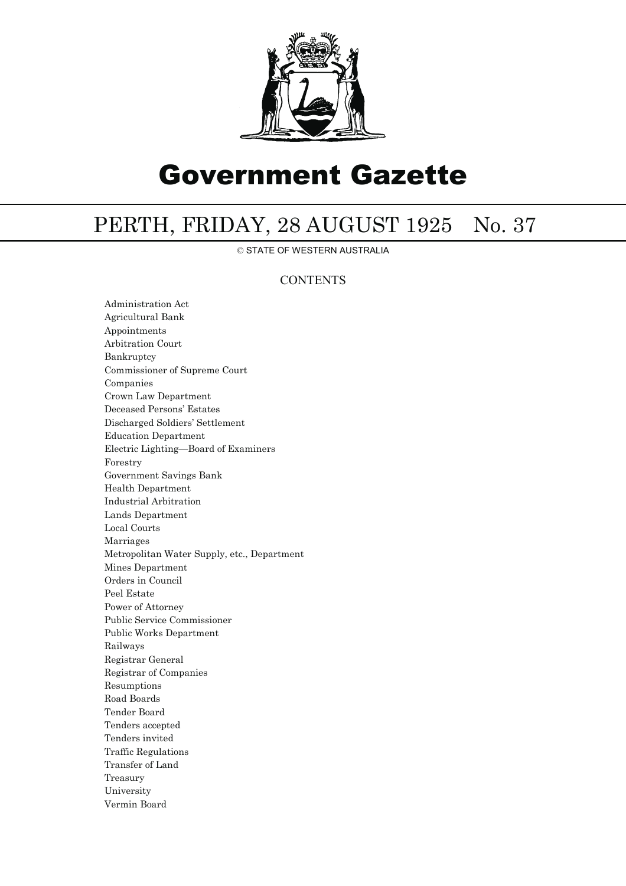# Government Gazette

## PERTH, FRIDAY, 28 AUGUST 1925 No. 37

© STATE OF WESTERN AUSTRALIA

### CONTENTS

Administration Act
Agricultural Bank
Appointments
Arbitration Court
Bankruptcy
Commissioner of Supreme Court
Companies
Crown Law Department
Deceased Persons' Estates
Discharged Soldiers' Settlement
Education Department
Electric Lighting—Board of Examiners
Forestry
Government Savings Bank
Health Department
Industrial Arbitration
Lands Department
Local Courts
Marriages
Metropolitan Water Supply, etc., Department
Mines Department
Orders in Council
Peel Estate
Power of Attorney
Public Service Commissioner
Public Works Department
Railways
Registrar General
Registrar of Companies
Resumptions
Road Boards
Tender Board
Tenders accepted
Tenders invited
Traffic Regulations
Transfer of Land
Treasury
University
Vermin Board